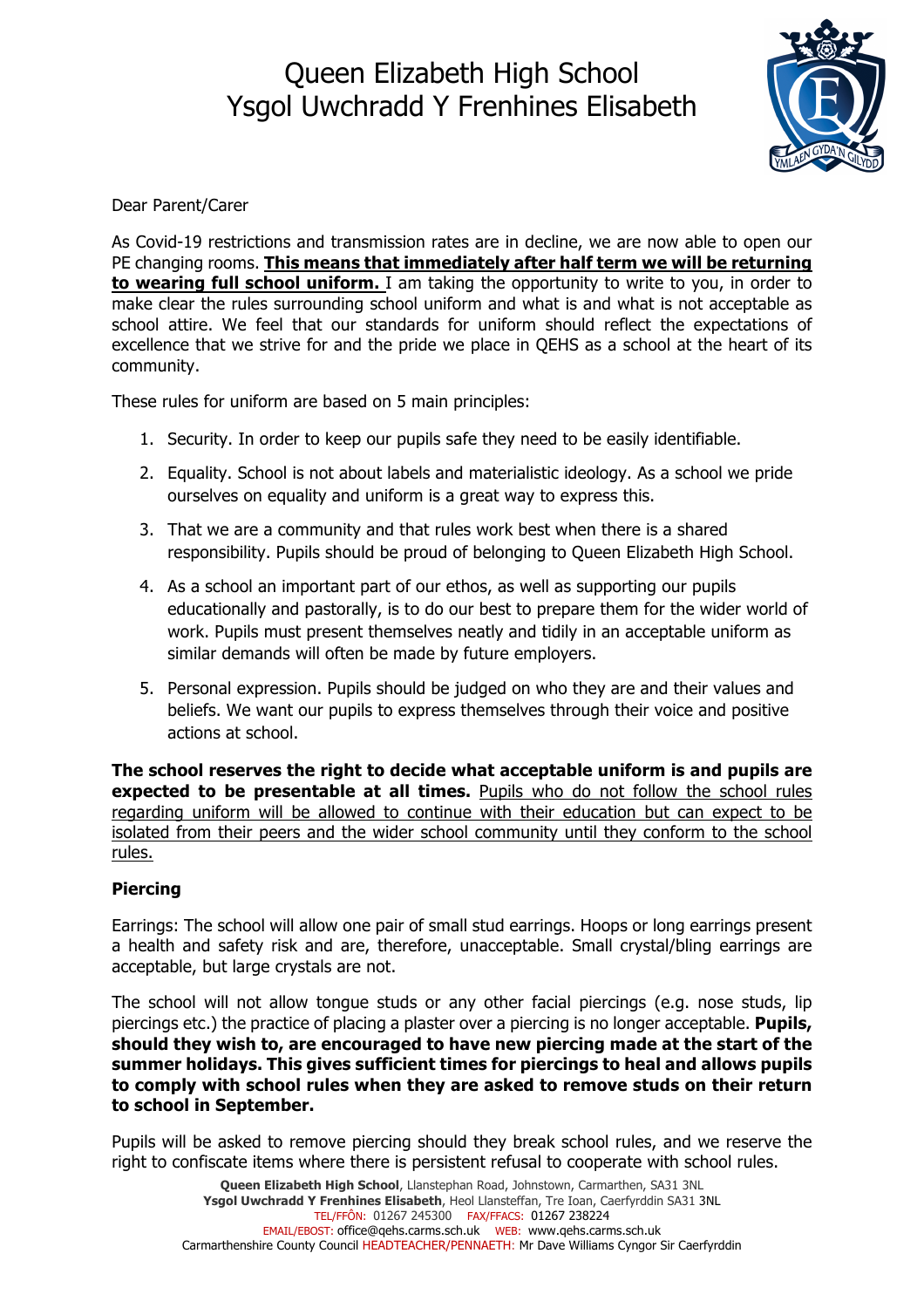# Queen Elizabeth High School
# Ysgol Uwchradd Y Frenhines Elisabeth

Dear Parent/Carer

As Covid-19 restrictions and transmission rates are in decline, we are now able to open our PE changing rooms. **This means that immediately after half term we will be returning to wearing full school uniform.** I am taking the opportunity to write to you, in order to make clear the rules surrounding school uniform and what is and what is not acceptable as school attire. We feel that our standards for uniform should reflect the expectations of excellence that we strive for and the pride we place in QEHS as a school at the heart of its community.

These rules for uniform are based on 5 main principles:

1. Security. In order to keep our pupils safe they need to be easily identifiable.
2. Equality. School is not about labels and materialistic ideology. As a school we pride ourselves on equality and uniform is a great way to express this.
3. That we are a community and that rules work best when there is a shared responsibility. Pupils should be proud of belonging to Queen Elizabeth High School.
4. As a school an important part of our ethos, as well as supporting our pupils educationally and pastorally, is to do our best to prepare them for the wider world of work. Pupils must present themselves neatly and tidily in an acceptable uniform as similar demands will often be made by future employers.
5. Personal expression. Pupils should be judged on who they are and their values and beliefs. We want our pupils to express themselves through their voice and positive actions at school.

**The school reserves the right to decide what acceptable uniform is and pupils are expected to be presentable at all times.** Pupils who do not follow the school rules regarding uniform will be allowed to continue with their education but can expect to be isolated from their peers and the wider school community until they conform to the school rules.

**Piercing**

Earrings: The school will allow one pair of small stud earrings. Hoops or long earrings present a health and safety risk and are, therefore, unacceptable. Small crystal/bling earrings are acceptable, but large crystals are not.

The school will not allow tongue studs or any other facial piercings (e.g. nose studs, lip piercings etc.) the practice of placing a plaster over a piercing is no longer acceptable. **Pupils, should they wish to, are encouraged to have new piercing made at the start of the summer holidays. This gives sufficient times for piercings to heal and allows pupils to comply with school rules when they are asked to remove studs on their return to school in September.**

Pupils will be asked to remove piercing should they break school rules, and we reserve the right to confiscate items where there is persistent refusal to cooperate with school rules.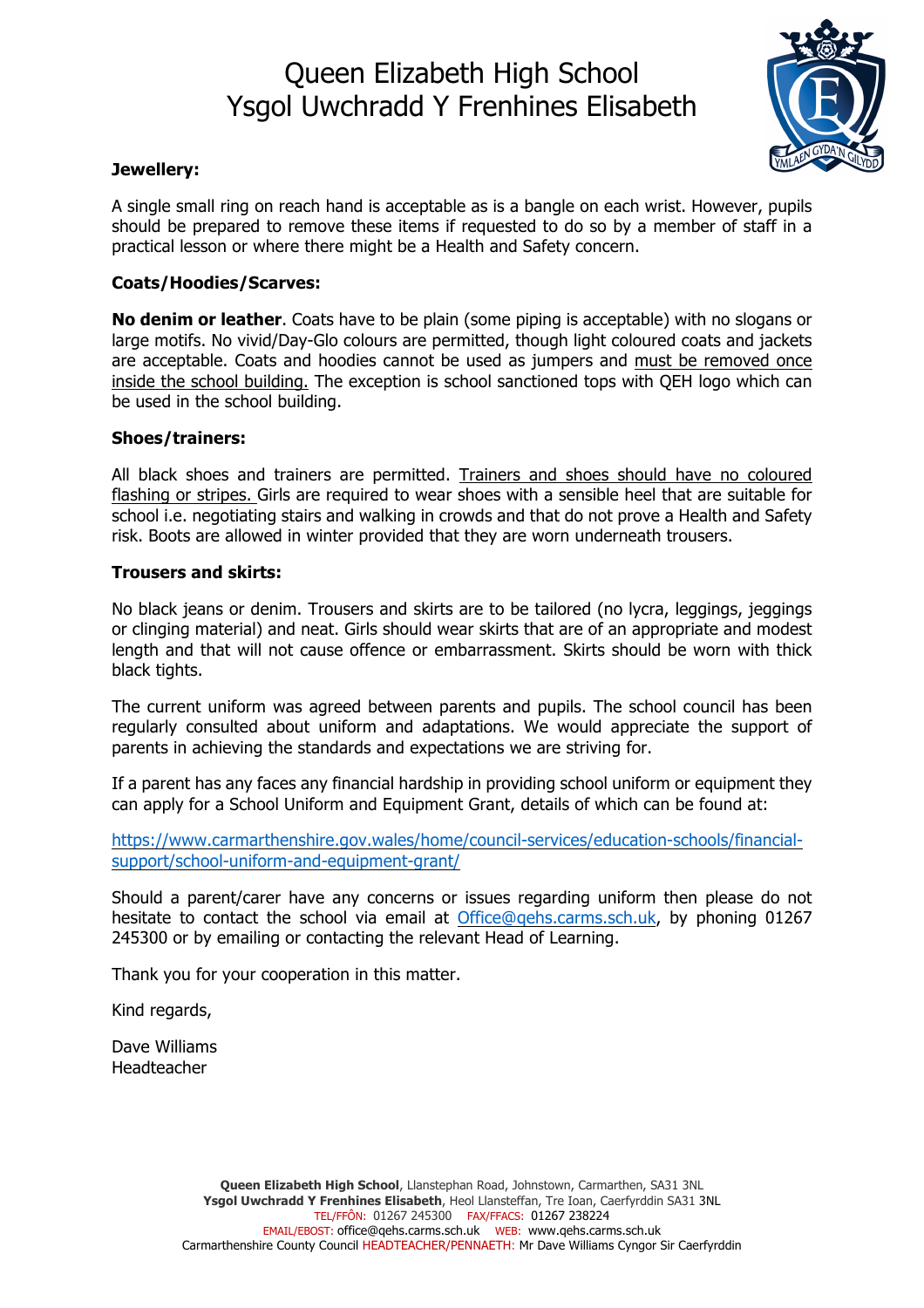# Queen Elizabeth High School
# Ysgol Uwchradd Y Frenhines Elisabeth

**Jewellery:**

A single small ring on reach hand is acceptable as is a bangle on each wrist. However, pupils should be prepared to remove these items if requested to do so by a member of staff in a practical lesson or where there might be a Health and Safety concern.

**Coats/Hoodies/Scarves:**

**No denim or leather**. Coats have to be plain (some piping is acceptable) with no slogans or large motifs. No vivid/Day-Glo colours are permitted, though light coloured coats and jackets are acceptable. Coats and hoodies cannot be used as jumpers and <u>must be removed once inside the school building.</u> The exception is school sanctioned tops with QEH logo which can be used in the school building.

**Shoes/trainers:**

All black shoes and trainers are permitted. <u>Trainers and shoes should have no coloured flashing or stripes.</u> Girls are required to wear shoes with a sensible heel that are suitable for school i.e. negotiating stairs and walking in crowds and that do not prove a Health and Safety risk. Boots are allowed in winter provided that they are worn underneath trousers.

**Trousers and skirts:**

No black jeans or denim. Trousers and skirts are to be tailored (no lycra, leggings, jeggings or clinging material) and neat. Girls should wear skirts that are of an appropriate and modest length and that will not cause offence or embarrassment. Skirts should be worn with thick black tights.

The current uniform was agreed between parents and pupils. The school council has been regularly consulted about uniform and adaptations. We would appreciate the support of parents in achieving the standards and expectations we are striving for.

If a parent has any faces any financial hardship in providing school uniform or equipment they can apply for a School Uniform and Equipment Grant, details of which can be found at:

https://www.carmarthenshire.gov.wales/home/council-services/education-schools/financial-support/school-uniform-and-equipment-grant/

Should a parent/carer have any concerns or issues regarding uniform then please do not hesitate to contact the school via email at Office@qehs.carms.sch.uk, by phoning 01267 245300 or by emailing or contacting the relevant Head of Learning.

Thank you for your cooperation in this matter.

Kind regards,

Dave Williams
Headteacher

**Queen Elizabeth High School**, Llanstephan Road, Johnstown, Carmarthen, SA31 3NL
**Ysgol Uwchradd Y Frenhines Elisabeth**, Heol Llansteffan, Tre Ioan, Caerfyrddin SA31 3NL
TEL/FFÔN: 01267 245300 FAX/FFACS: 01267 238224
EMAIL/EBOST: office@qehs.carms.sch.uk WEB: www.qehs.carms.sch.uk
Carmarthenshire County Council HEADTEACHER/PENNAETH: Mr Dave Williams Cyngor Sir Caerfyrddin